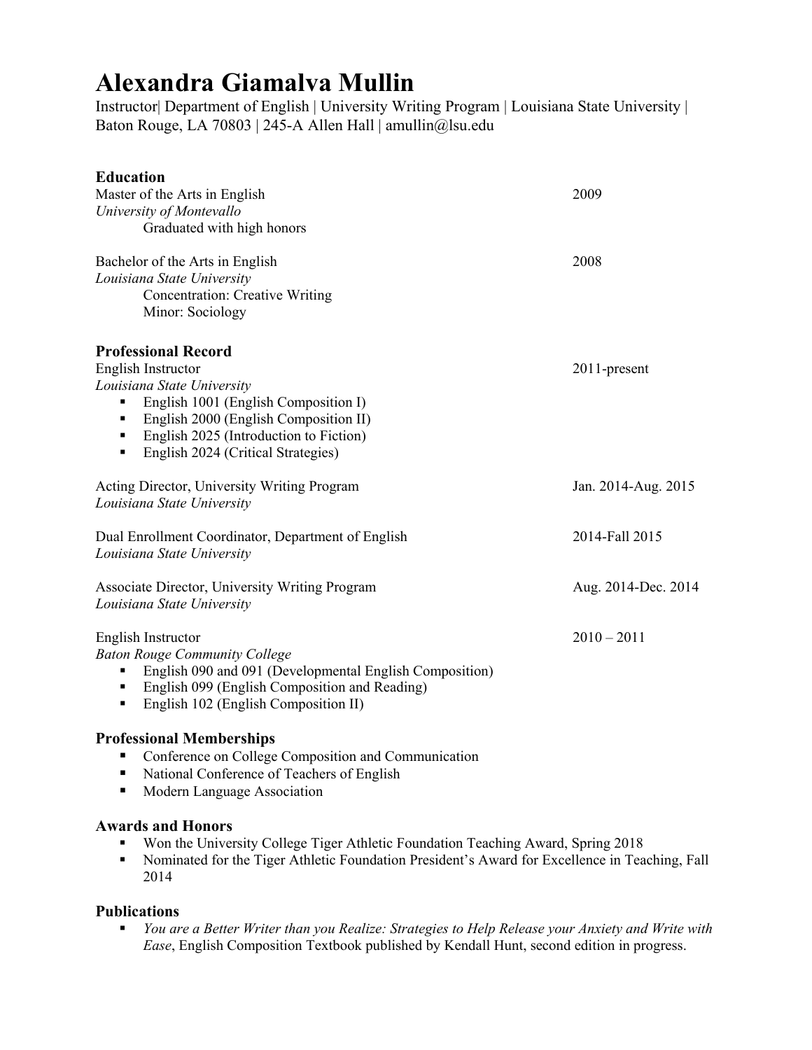# Alexandra Giamalva Mullin

Instructor| Department of English | University Writing Program | Louisiana State University | Baton Rouge, LA 70803 | 245-A Allen Hall | amullin@lsu.edu

## Education

Master of the Arts in English — 2009
*University of Montevallo*
Graduated with high honors

Bachelor of the Arts in English — 2008
*Louisiana State University*
Concentration: Creative Writing
Minor: Sociology

## Professional Record

English Instructor — 2011-present
*Louisiana State University*

- English 1001 (English Composition I)
- English 2000 (English Composition II)
- English 2025 (Introduction to Fiction)
- English 2024 (Critical Strategies)

Acting Director, University Writing Program — Jan. 2014-Aug. 2015
*Louisiana State University*

Dual Enrollment Coordinator, Department of English — 2014-Fall 2015
*Louisiana State University*

Associate Director, University Writing Program — Aug. 2014-Dec. 2014
*Louisiana State University*

English Instructor — 2010 – 2011
*Baton Rouge Community College*

- English 090 and 091 (Developmental English Composition)
- English 099 (English Composition and Reading)
- English 102 (English Composition II)

## Professional Memberships

- Conference on College Composition and Communication
- National Conference of Teachers of English
- Modern Language Association

## Awards and Honors

- Won the University College Tiger Athletic Foundation Teaching Award, Spring 2018
- Nominated for the Tiger Athletic Foundation President's Award for Excellence in Teaching, Fall 2014

## Publications

- *You are a Better Writer than you Realize: Strategies to Help Release your Anxiety and Write with Ease*, English Composition Textbook published by Kendall Hunt, second edition in progress.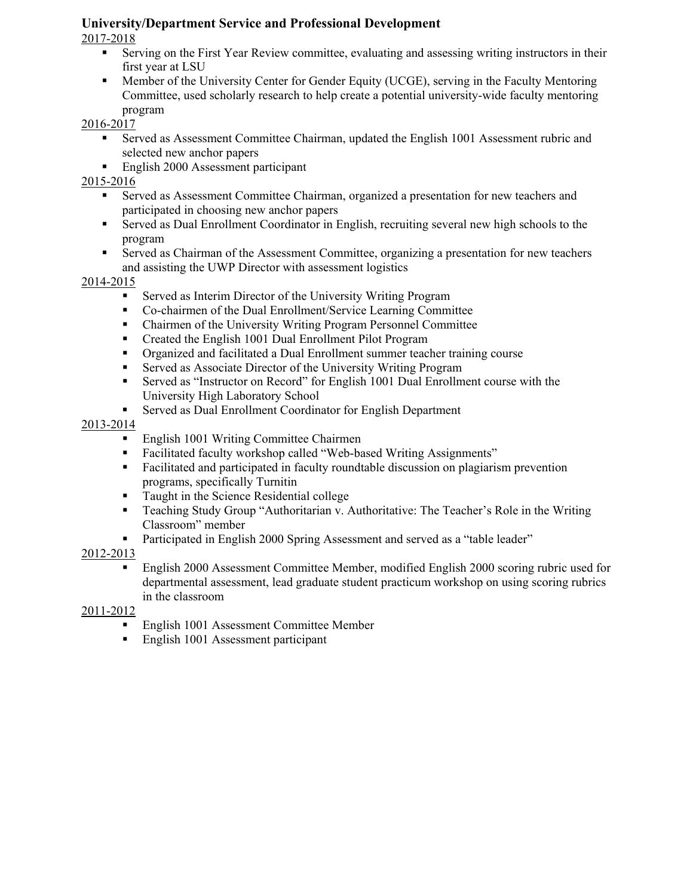### University/Department Service and Professional Development

2017-2018

- Serving on the First Year Review committee, evaluating and assessing writing instructors in their first year at LSU
- Member of the University Center for Gender Equity (UCGE), serving in the Faculty Mentoring Committee, used scholarly research to help create a potential university-wide faculty mentoring program

2016-2017

- Served as Assessment Committee Chairman, updated the English 1001 Assessment rubric and selected new anchor papers
- English 2000 Assessment participant

2015-2016

- Served as Assessment Committee Chairman, organized a presentation for new teachers and participated in choosing new anchor papers
- Served as Dual Enrollment Coordinator in English, recruiting several new high schools to the program
- Served as Chairman of the Assessment Committee, organizing a presentation for new teachers and assisting the UWP Director with assessment logistics

2014-2015

- Served as Interim Director of the University Writing Program
- Co-chairmen of the Dual Enrollment/Service Learning Committee
- Chairmen of the University Writing Program Personnel Committee
- Created the English 1001 Dual Enrollment Pilot Program
- Organized and facilitated a Dual Enrollment summer teacher training course
- Served as Associate Director of the University Writing Program
- Served as "Instructor on Record" for English 1001 Dual Enrollment course with the University High Laboratory School
- Served as Dual Enrollment Coordinator for English Department

2013-2014

- English 1001 Writing Committee Chairmen
- Facilitated faculty workshop called "Web-based Writing Assignments"
- Facilitated and participated in faculty roundtable discussion on plagiarism prevention programs, specifically Turnitin
- Taught in the Science Residential college
- Teaching Study Group "Authoritarian v. Authoritative: The Teacher's Role in the Writing Classroom" member
- Participated in English 2000 Spring Assessment and served as a "table leader"

2012-2013

- English 2000 Assessment Committee Member, modified English 2000 scoring rubric used for departmental assessment, lead graduate student practicum workshop on using scoring rubrics in the classroom

2011-2012

- English 1001 Assessment Committee Member
- English 1001 Assessment participant